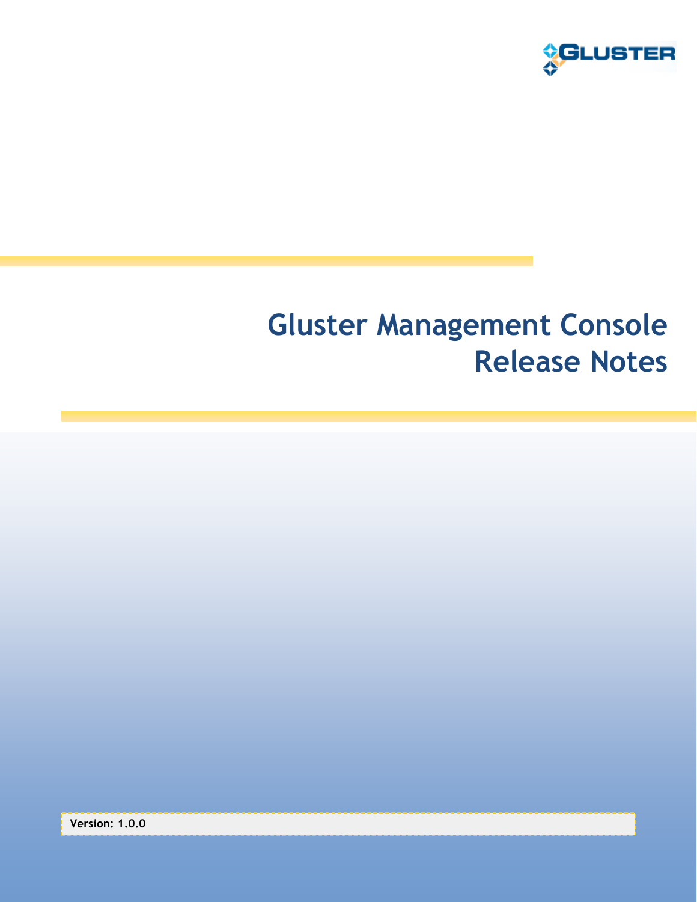GLUSTER

# Gluster Management Console Release Notes

**Version: 1.0.0**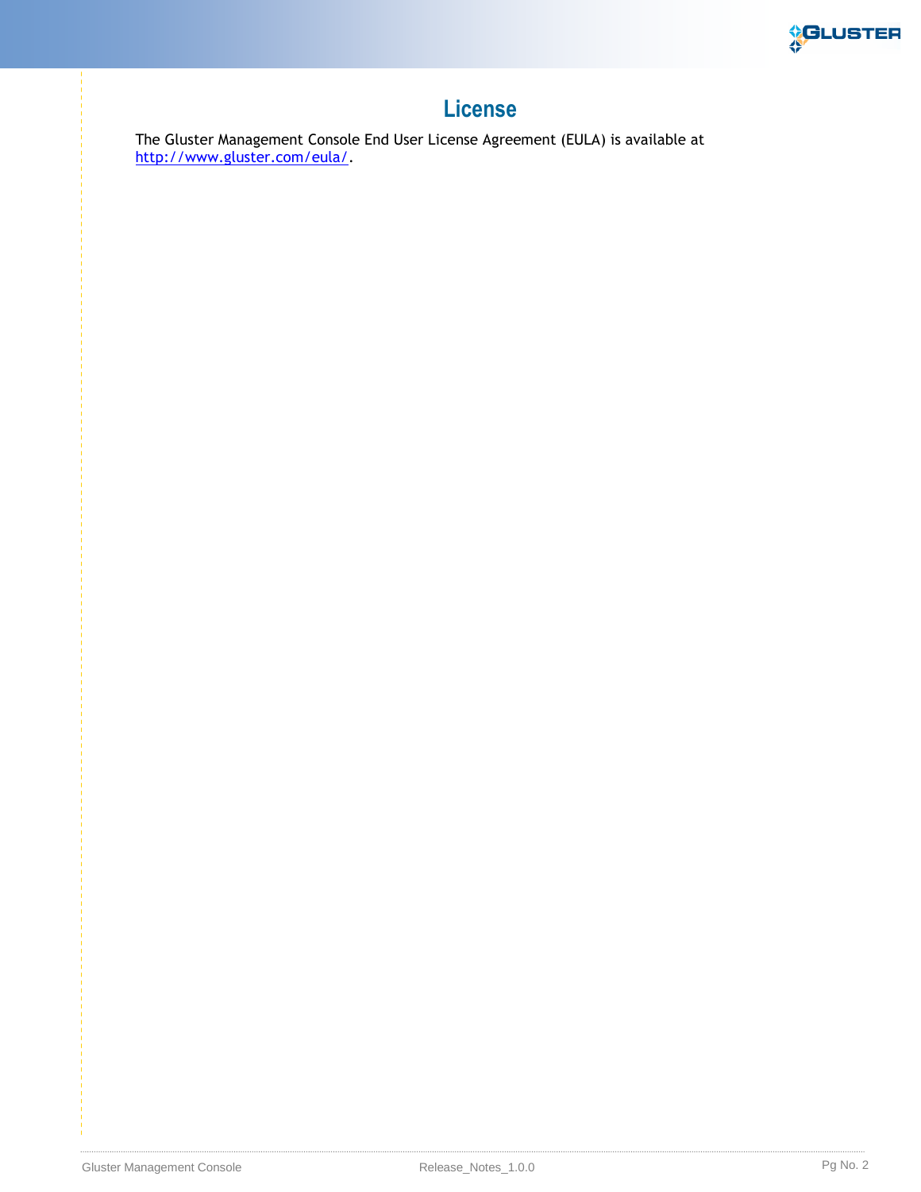# License

The Gluster Management Console End User License Agreement (EULA) is available at http://www.gluster.com/eula/.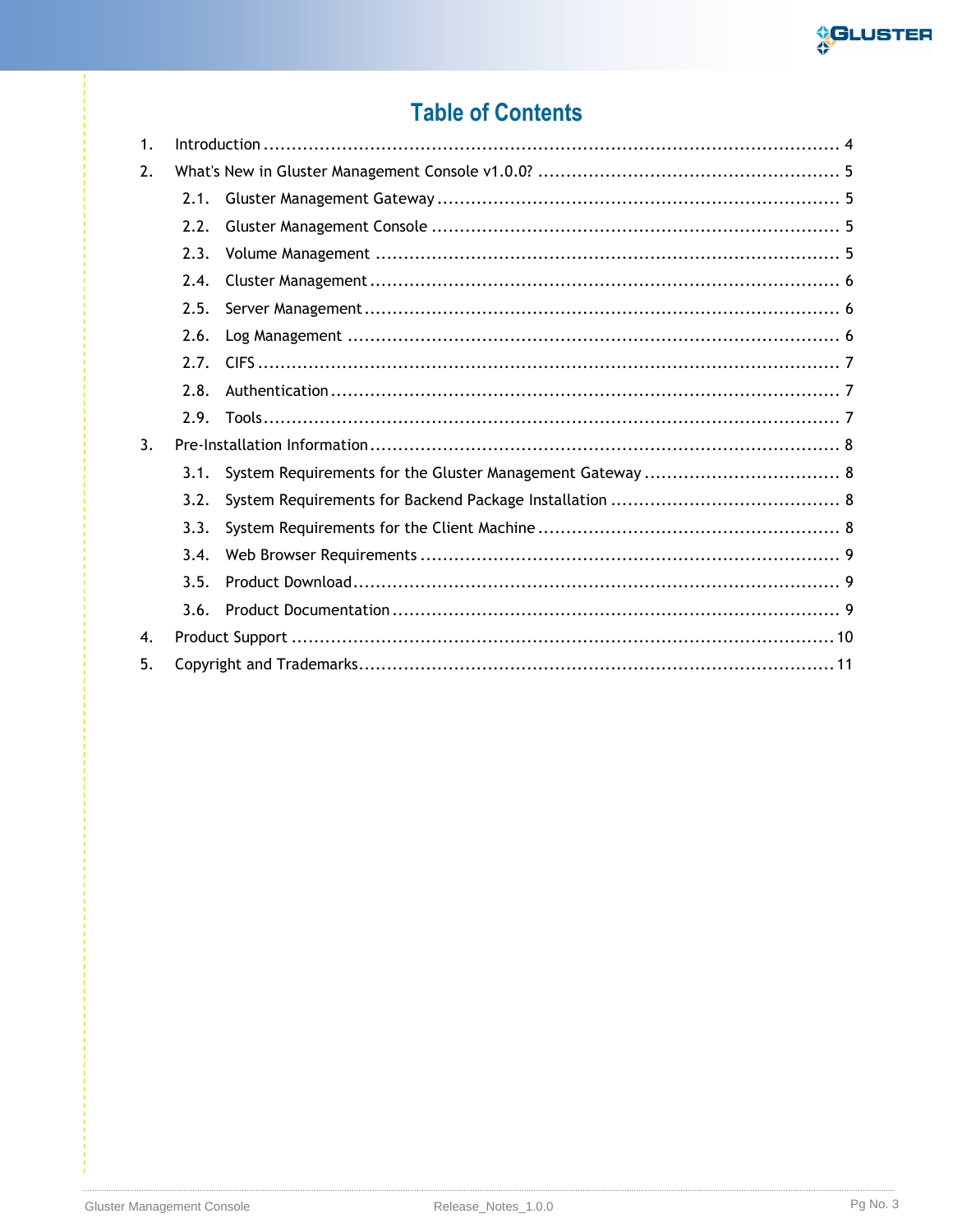# Table of Contents

1. Introduction ........................................................................................................ 4
2. What's New in Gluster Management Console v1.0.0? ...................................................... 5
   - 2.1. Gluster Management Gateway ........................................................................ 5
   - 2.2. Gluster Management Console ......................................................................... 5
   - 2.3. Volume Management .................................................................................. 5
   - 2.4. Cluster Management .................................................................................... 6
   - 2.5. Server Management ..................................................................................... 6
   - 2.6. Log Management ....................................................................................... 6
   - 2.7. CIFS ....................................................................................................... 7
   - 2.8. Authentication .......................................................................................... 7
   - 2.9. Tools ...................................................................................................... 7
3. Pre-Installation Information .................................................................................... 8
   - 3.1. System Requirements for the Gluster Management Gateway ................................... 8
   - 3.2. System Requirements for Backend Package Installation ......................................... 8
   - 3.3. System Requirements for the Client Machine ...................................................... 8
   - 3.4. Web Browser Requirements .......................................................................... 9
   - 3.5. Product Download ...................................................................................... 9
   - 3.6. Product Documentation ............................................................................... 9
4. Product Support ................................................................................................. 10
5. Copyright and Trademarks ..................................................................................... 11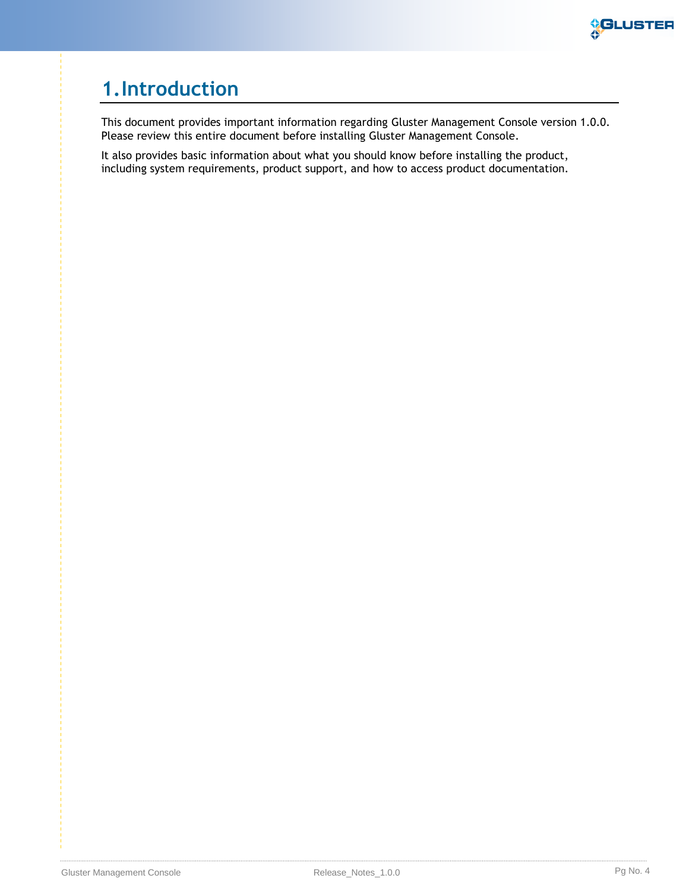# 1. Introduction

This document provides important information regarding Gluster Management Console version 1.0.0. Please review this entire document before installing Gluster Management Console.

It also provides basic information about what you should know before installing the product, including system requirements, product support, and how to access product documentation.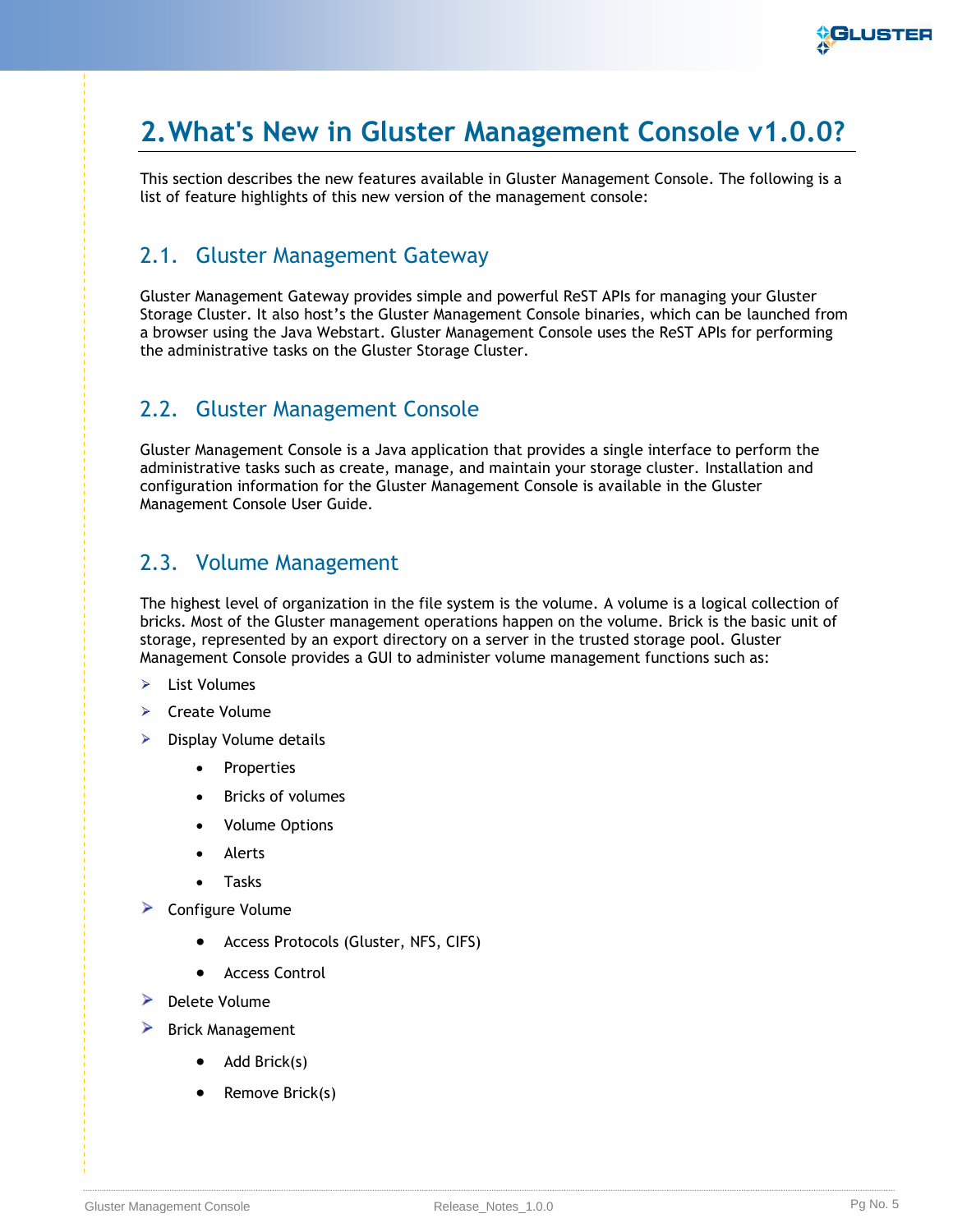# 2. What's New in Gluster Management Console v1.0.0?

This section describes the new features available in Gluster Management Console. The following is a list of feature highlights of this new version of the management console:

## 2.1. Gluster Management Gateway

Gluster Management Gateway provides simple and powerful ReST APIs for managing your Gluster Storage Cluster. It also host's the Gluster Management Console binaries, which can be launched from a browser using the Java Webstart. Gluster Management Console uses the ReST APIs for performing the administrative tasks on the Gluster Storage Cluster.

## 2.2. Gluster Management Console

Gluster Management Console is a Java application that provides a single interface to perform the administrative tasks such as create, manage, and maintain your storage cluster. Installation and configuration information for the Gluster Management Console is available in the Gluster Management Console User Guide.

## 2.3. Volume Management

The highest level of organization in the file system is the volume. A volume is a logical collection of bricks. Most of the Gluster management operations happen on the volume. Brick is the basic unit of storage, represented by an export directory on a server in the trusted storage pool. Gluster Management Console provides a GUI to administer volume management functions such as:

- List Volumes
- Create Volume
- Display Volume details
  - Properties
  - Bricks of volumes
  - Volume Options
  - Alerts
  - Tasks
- Configure Volume
  - Access Protocols (Gluster, NFS, CIFS)
  - Access Control
- Delete Volume
- Brick Management
  - Add Brick(s)
  - Remove Brick(s)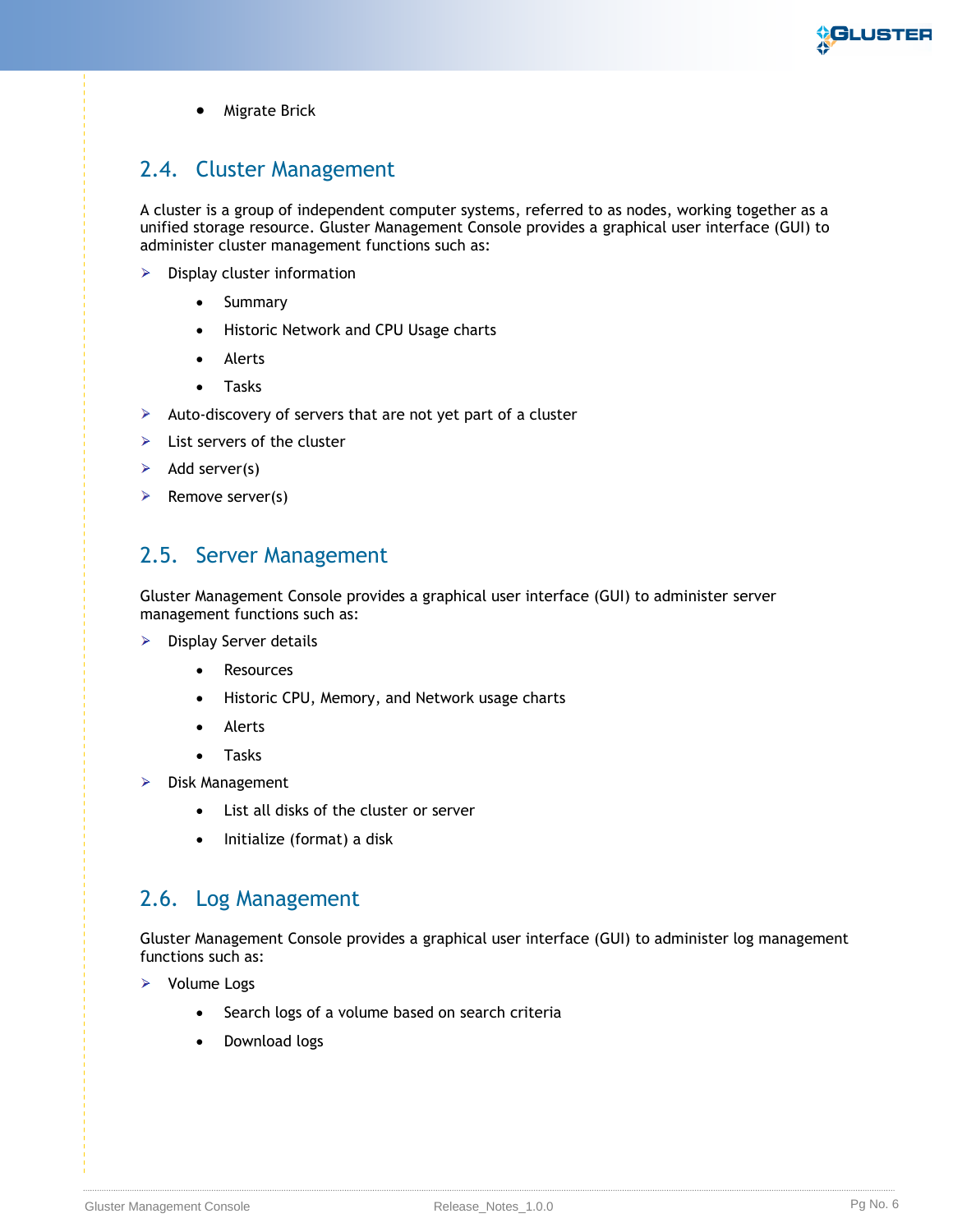- Migrate Brick

## 2.4. Cluster Management

A cluster is a group of independent computer systems, referred to as nodes, working together as a unified storage resource. Gluster Management Console provides a graphical user interface (GUI) to administer cluster management functions such as:

- Display cluster information
  - Summary
  - Historic Network and CPU Usage charts
  - Alerts
  - Tasks
- Auto-discovery of servers that are not yet part of a cluster
- List servers of the cluster
- Add server(s)
- Remove server(s)

## 2.5. Server Management

Gluster Management Console provides a graphical user interface (GUI) to administer server management functions such as:

- Display Server details
  - Resources
  - Historic CPU, Memory, and Network usage charts
  - Alerts
  - Tasks
- Disk Management
  - List all disks of the cluster or server
  - Initialize (format) a disk

## 2.6. Log Management

Gluster Management Console provides a graphical user interface (GUI) to administer log management functions such as:

- Volume Logs
  - Search logs of a volume based on search criteria
  - Download logs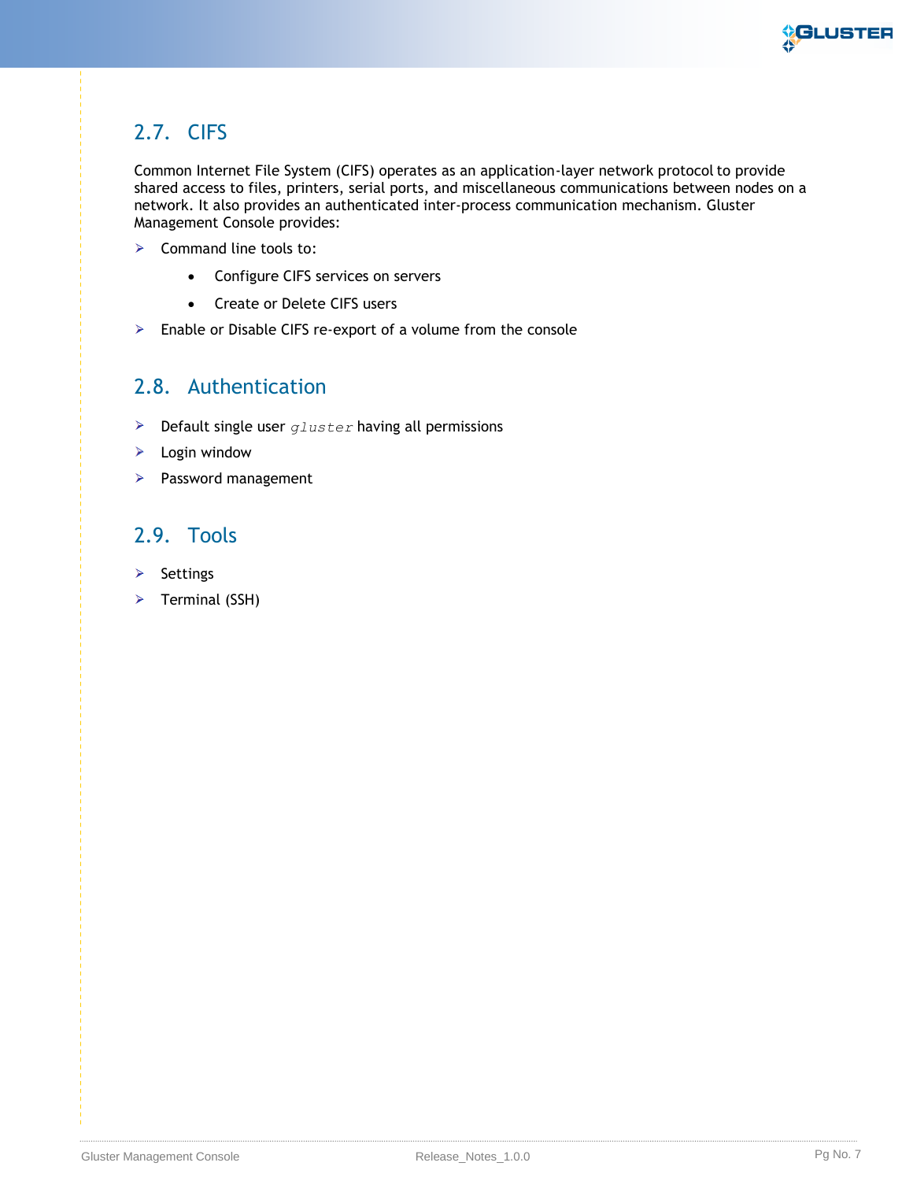## 2.7. CIFS

Common Internet File System (CIFS) operates as an application-layer network protocol to provide shared access to files, printers, serial ports, and miscellaneous communications between nodes on a network. It also provides an authenticated inter-process communication mechanism. Gluster Management Console provides:

- Command line tools to:
  - Configure CIFS services on servers
  - Create or Delete CIFS users
- Enable or Disable CIFS re-export of a volume from the console

## 2.8. Authentication

- Default single user `gluster` having all permissions
- Login window
- Password management

## 2.9. Tools

- Settings
- Terminal (SSH)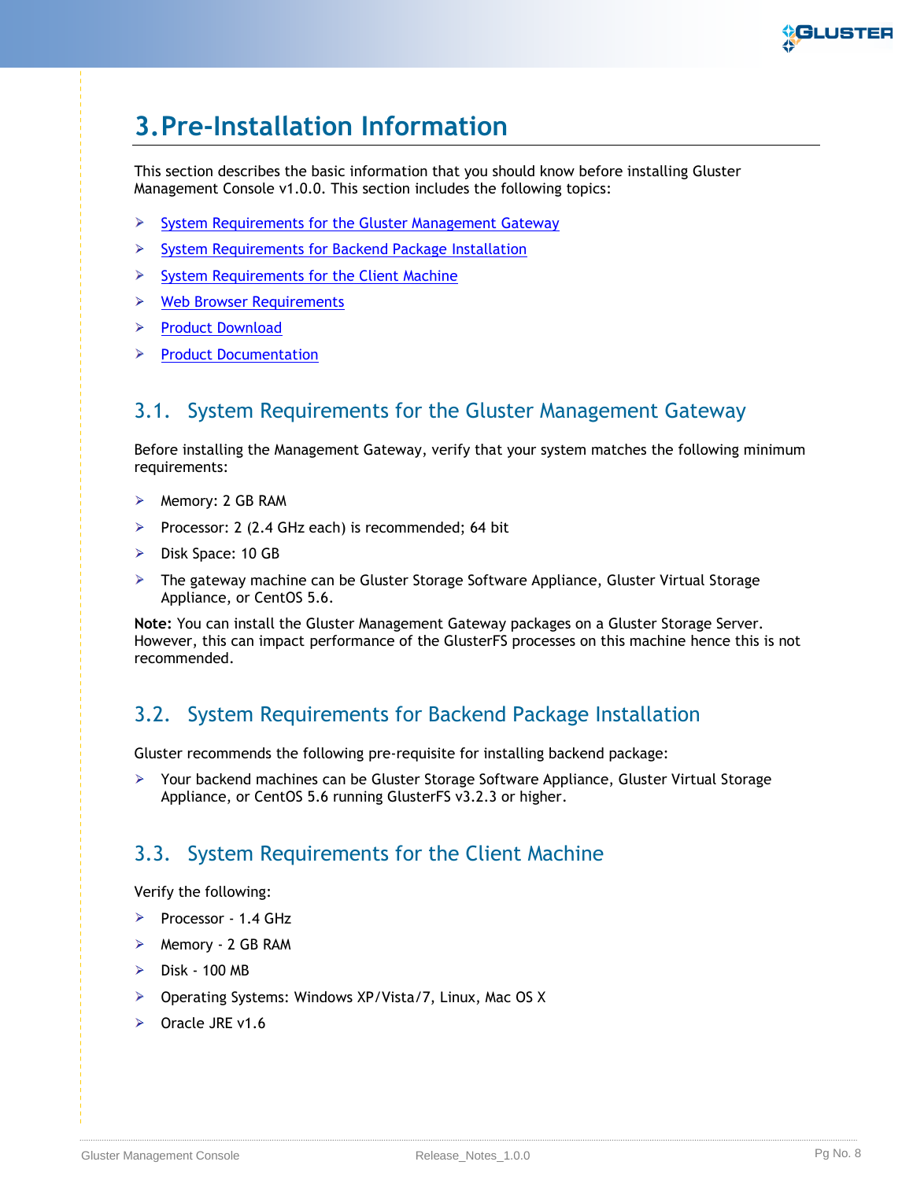# 3. Pre-Installation Information

This section describes the basic information that you should know before installing Gluster Management Console v1.0.0. This section includes the following topics:

- System Requirements for the Gluster Management Gateway
- System Requirements for Backend Package Installation
- System Requirements for the Client Machine
- Web Browser Requirements
- Product Download
- Product Documentation

## 3.1. System Requirements for the Gluster Management Gateway

Before installing the Management Gateway, verify that your system matches the following minimum requirements:

- Memory: 2 GB RAM
- Processor: 2 (2.4 GHz each) is recommended; 64 bit
- Disk Space: 10 GB
- The gateway machine can be Gluster Storage Software Appliance, Gluster Virtual Storage Appliance, or CentOS 5.6.

**Note:** You can install the Gluster Management Gateway packages on a Gluster Storage Server. However, this can impact performance of the GlusterFS processes on this machine hence this is not recommended.

## 3.2. System Requirements for Backend Package Installation

Gluster recommends the following pre-requisite for installing backend package:

- Your backend machines can be Gluster Storage Software Appliance, Gluster Virtual Storage Appliance, or CentOS 5.6 running GlusterFS v3.2.3 or higher.

## 3.3. System Requirements for the Client Machine

Verify the following:

- Processor - 1.4 GHz
- Memory - 2 GB RAM
- Disk - 100 MB
- Operating Systems: Windows XP/Vista/7, Linux, Mac OS X
- Oracle JRE v1.6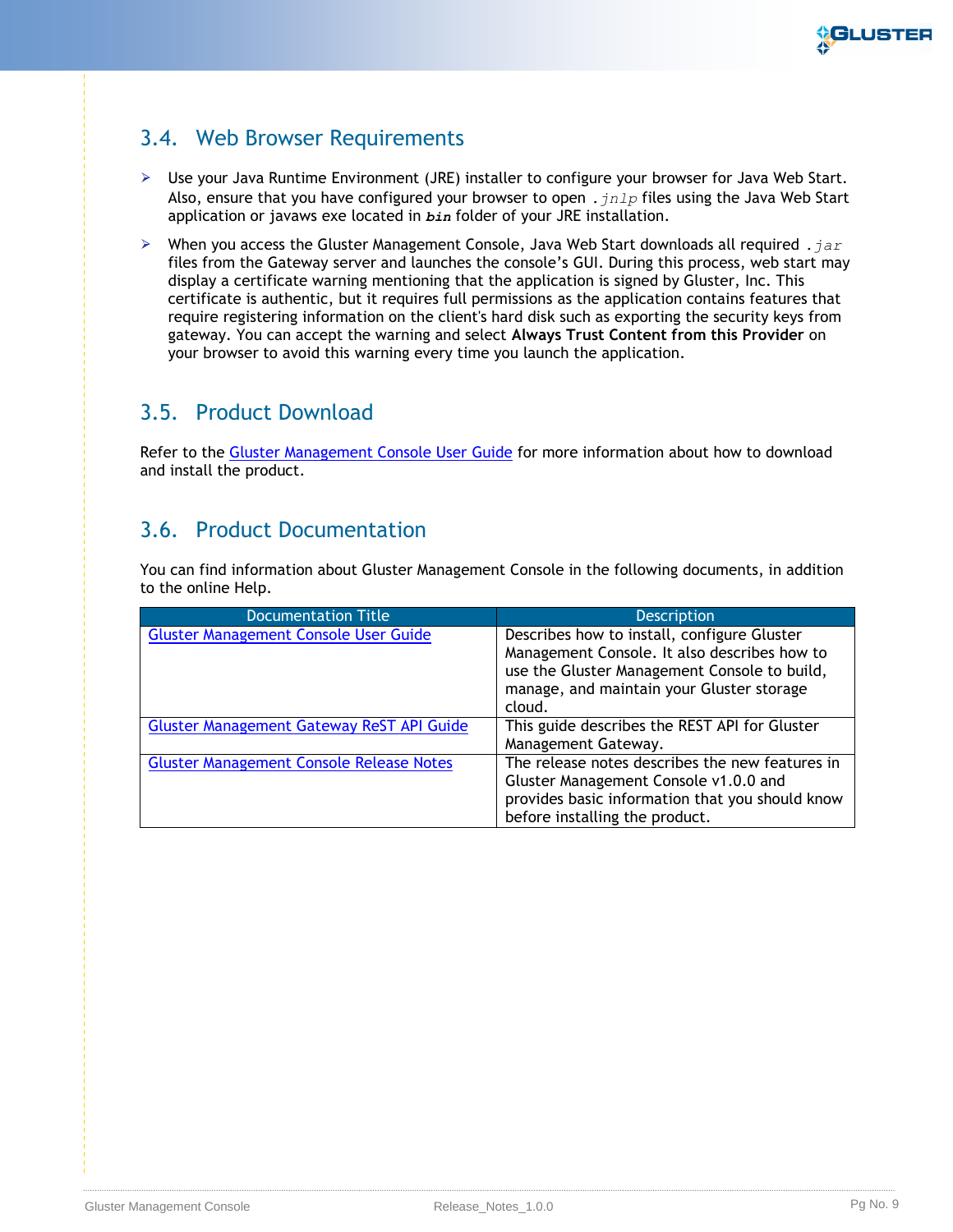## 3.4. Web Browser Requirements

- Use your Java Runtime Environment (JRE) installer to configure your browser for Java Web Start. Also, ensure that you have configured your browser to open `.jnlp` files using the Java Web Start application or javaws exe located in ***bin*** folder of your JRE installation.
- When you access the Gluster Management Console, Java Web Start downloads all required `.jar` files from the Gateway server and launches the console's GUI. During this process, web start may display a certificate warning mentioning that the application is signed by Gluster, Inc. This certificate is authentic, but it requires full permissions as the application contains features that require registering information on the client's hard disk such as exporting the security keys from gateway. You can accept the warning and select **Always Trust Content from this Provider** on your browser to avoid this warning every time you launch the application.

## 3.5. Product Download

Refer to the Gluster Management Console User Guide for more information about how to download and install the product.

## 3.6. Product Documentation

You can find information about Gluster Management Console in the following documents, in addition to the online Help.

| Documentation Title | Description |
|---|---|
| Gluster Management Console User Guide | Describes how to install, configure Gluster Management Console. It also describes how to use the Gluster Management Console to build, manage, and maintain your Gluster storage cloud. |
| Gluster Management Gateway ReST API Guide | This guide describes the REST API for Gluster Management Gateway. |
| Gluster Management Console Release Notes | The release notes describes the new features in Gluster Management Console v1.0.0 and provides basic information that you should know before installing the product. |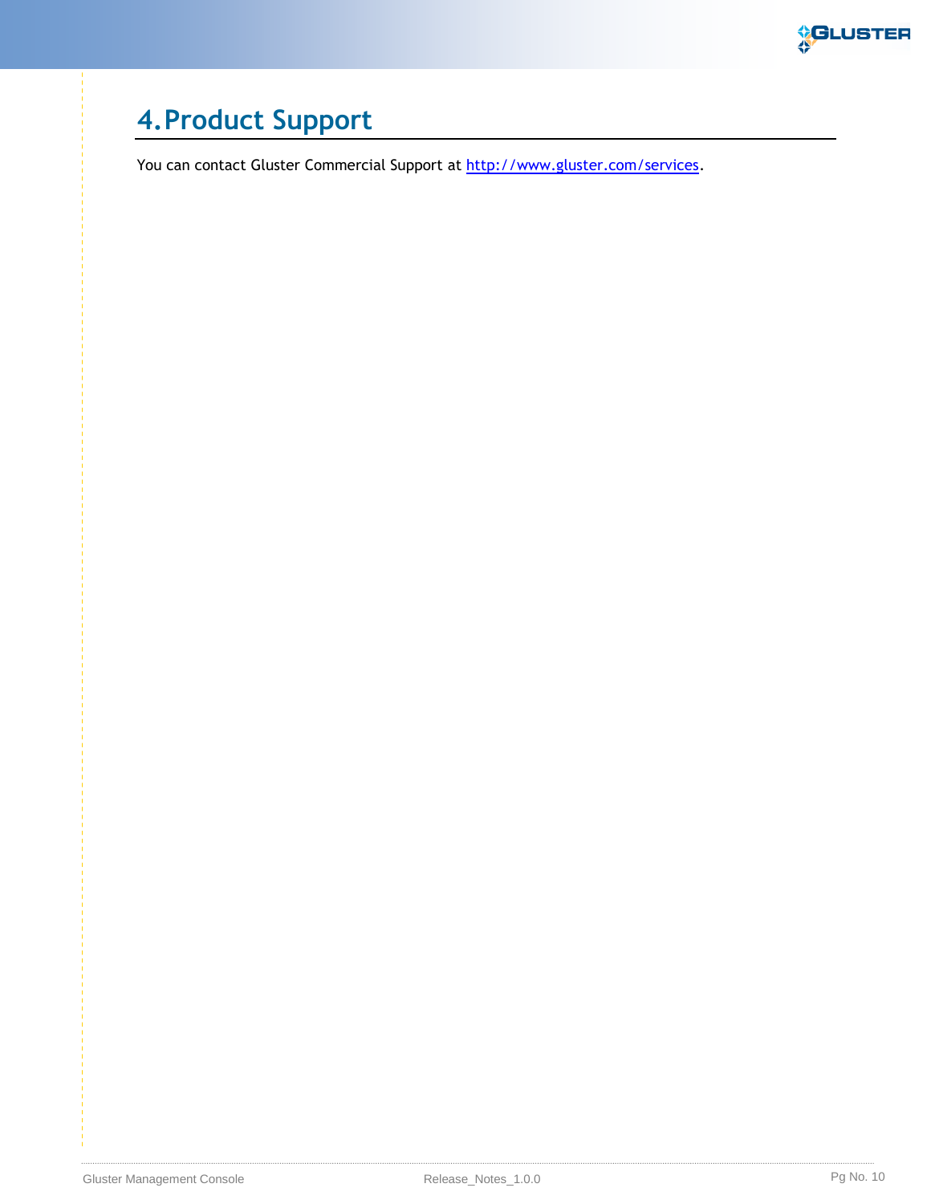# 4. Product Support

You can contact Gluster Commercial Support at http://www.gluster.com/services.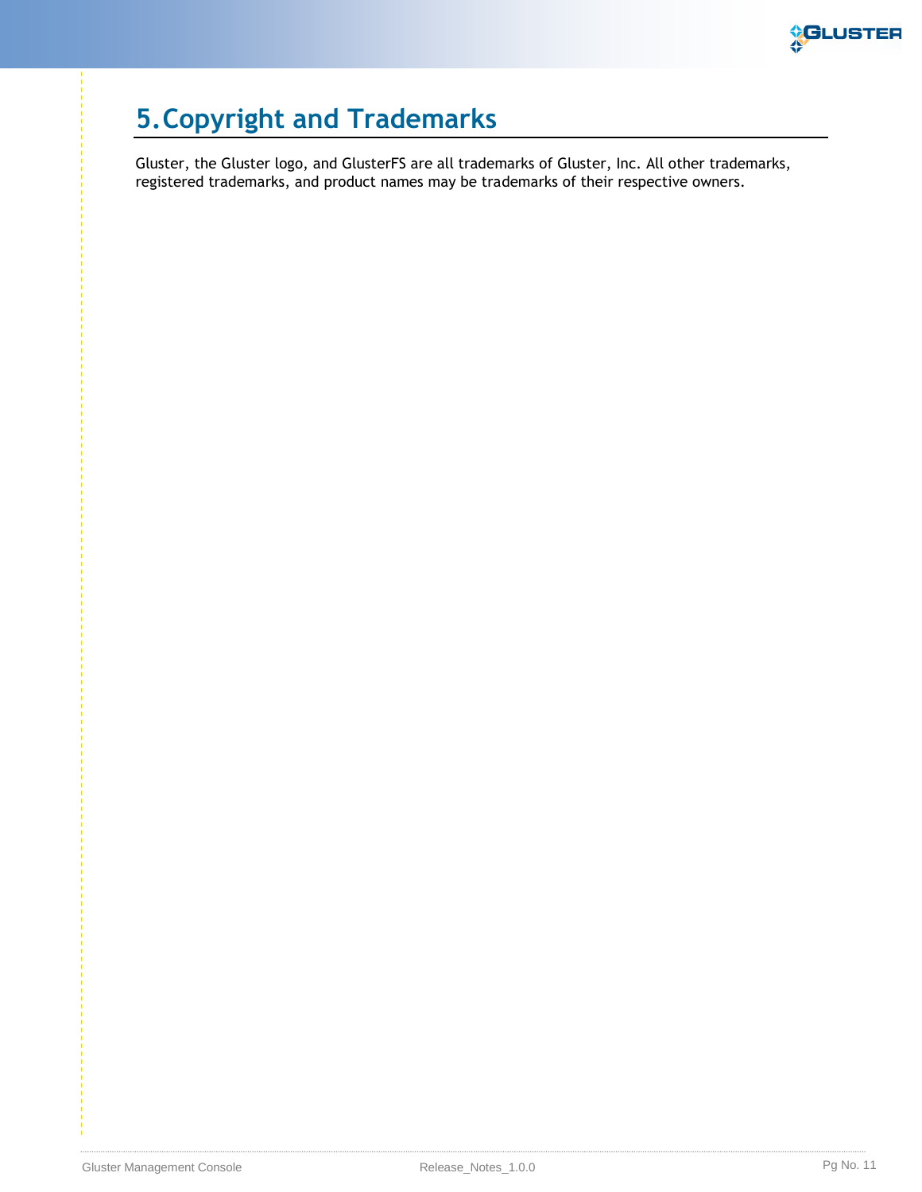# 5. Copyright and Trademarks

Gluster, the Gluster logo, and GlusterFS are all trademarks of Gluster, Inc. All other trademarks, registered trademarks, and product names may be trademarks of their respective owners.